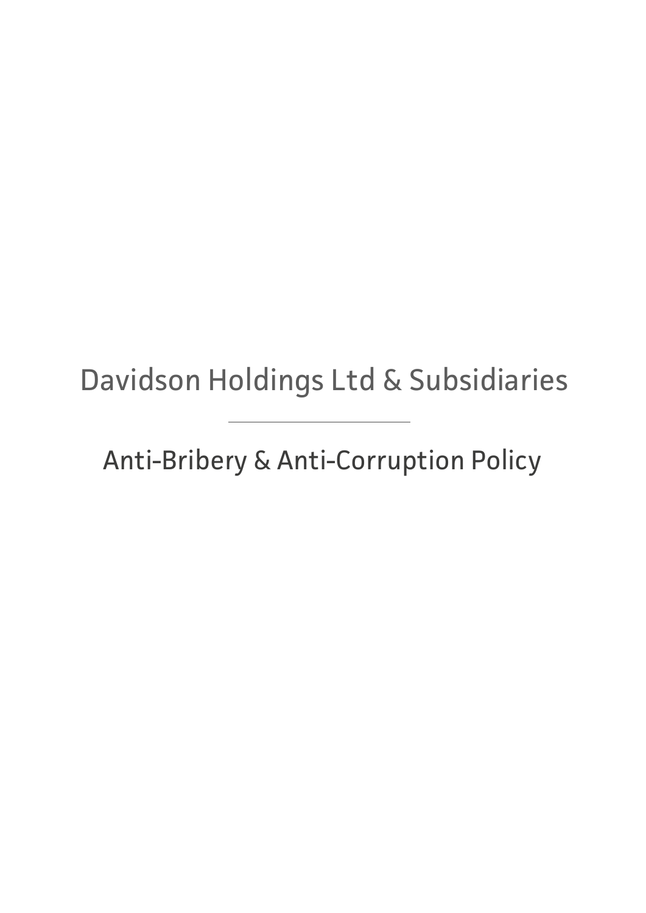# Davidson Holdings Ltd & Subsidiaries

---

## Anti-Bribery & Anti-Corruption Policy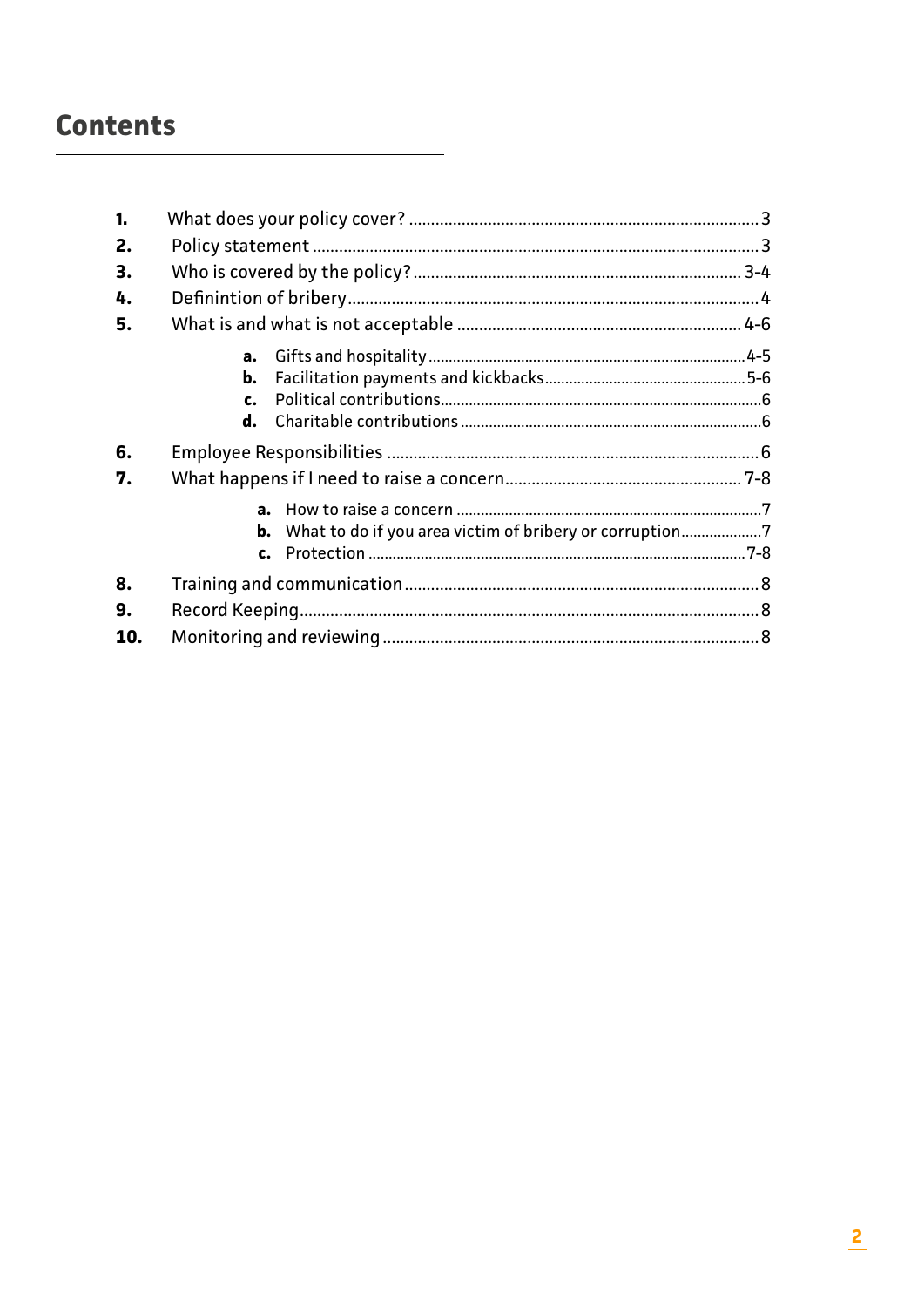# Contents

1. What does your policy cover? .......... 3
2. Policy statement .......... 3
3. Who is covered by the policy? .......... 3-4
4. Definintion of bribery .......... 4
5. What is and what is not acceptable .......... 4-6
    - **a.** Gifts and hospitality .......... 4-5
    - **b.** Facilitation payments and kickbacks .......... 5-6
    - **c.** Political contributions .......... 6
    - **d.** Charitable contributions .......... 6
6. Employee Responsibilities .......... 6
7. What happens if I need to raise a concern .......... 7-8
    - **a.** How to raise a concern .......... 7
    - **b.** What to do if you area victim of bribery or corruption .......... 7
    - **c.** Protection .......... 7-8
8. Training and communication .......... 8
9. Record Keeping .......... 8
10. Monitoring and reviewing .......... 8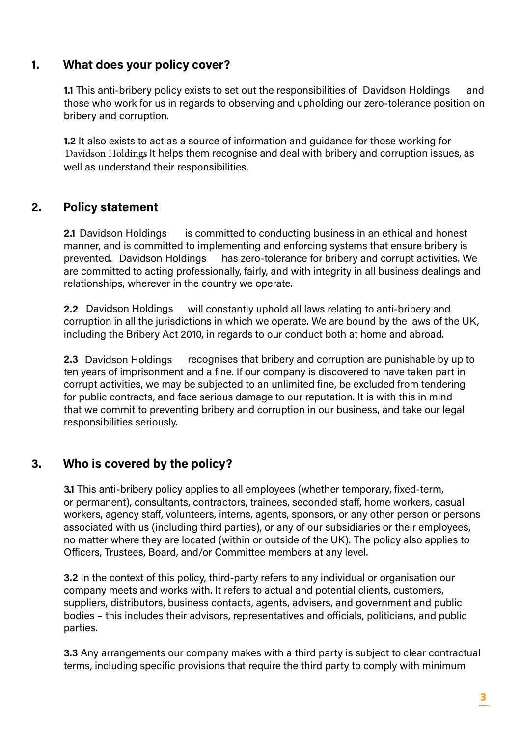## 1. What does your policy cover?

**1.1** This anti-bribery policy exists to set out the responsibilities of Davidson Holdings and those who work for us in regards to observing and upholding our zero-tolerance position on bribery and corruption.

**1.2** It also exists to act as a source of information and guidance for those working for Davidson Holdings. It helps them recognise and deal with bribery and corruption issues, as well as understand their responsibilities.

## 2. Policy statement

**2.1** Davidson Holdings is committed to conducting business in an ethical and honest manner, and is committed to implementing and enforcing systems that ensure bribery is prevented. Davidson Holdings has zero-tolerance for bribery and corrupt activities. We are committed to acting professionally, fairly, and with integrity in all business dealings and relationships, wherever in the country we operate.

**2.2** Davidson Holdings will constantly uphold all laws relating to anti-bribery and corruption in all the jurisdictions in which we operate. We are bound by the laws of the UK, including the Bribery Act 2010, in regards to our conduct both at home and abroad.

**2.3** Davidson Holdings recognises that bribery and corruption are punishable by up to ten years of imprisonment and a fine. If our company is discovered to have taken part in corrupt activities, we may be subjected to an unlimited fine, be excluded from tendering for public contracts, and face serious damage to our reputation. It is with this in mind that we commit to preventing bribery and corruption in our business, and take our legal responsibilities seriously.

## 3. Who is covered by the policy?

**3.1** This anti-bribery policy applies to all employees (whether temporary, fixed-term, or permanent), consultants, contractors, trainees, seconded staff, home workers, casual workers, agency staff, volunteers, interns, agents, sponsors, or any other person or persons associated with us (including third parties), or any of our subsidiaries or their employees, no matter where they are located (within or outside of the UK). The policy also applies to Officers, Trustees, Board, and/or Committee members at any level.

**3.2** In the context of this policy, third-party refers to any individual or organisation our company meets and works with. It refers to actual and potential clients, customers, suppliers, distributors, business contacts, agents, advisers, and government and public bodies – this includes their advisors, representatives and officials, politicians, and public parties.

**3.3** Any arrangements our company makes with a third party is subject to clear contractual terms, including specific provisions that require the third party to comply with minimum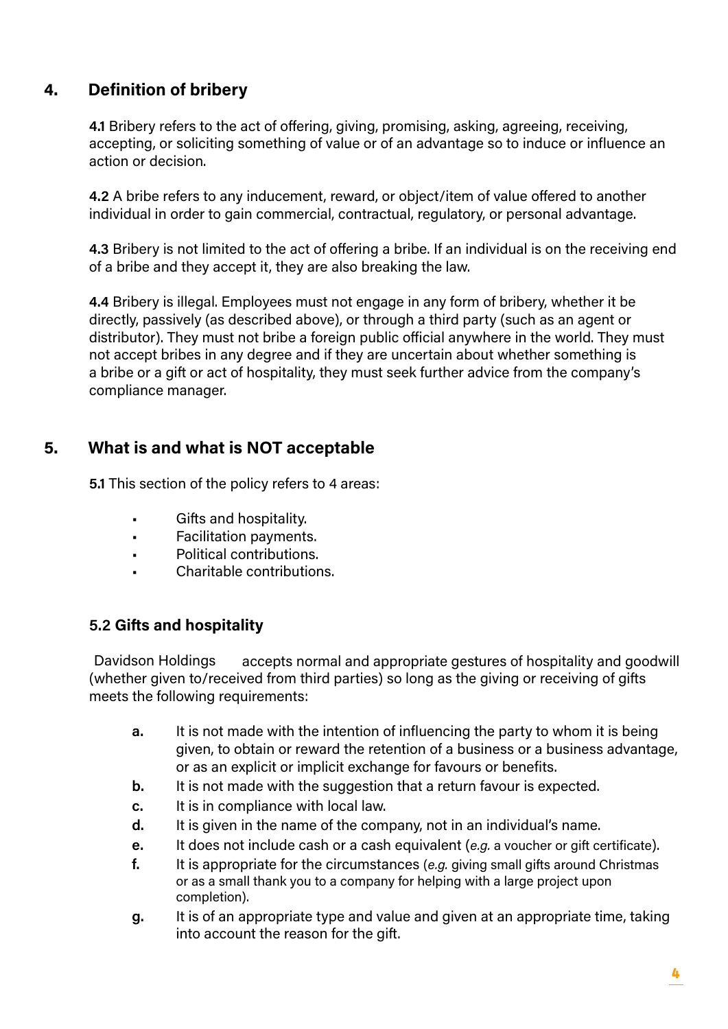## 4. Definition of bribery

**4.1** Bribery refers to the act of offering, giving, promising, asking, agreeing, receiving, accepting, or soliciting something of value or of an advantage so to induce or influence an action or decision.

**4.2** A bribe refers to any inducement, reward, or object/item of value offered to another individual in order to gain commercial, contractual, regulatory, or personal advantage.

**4.3** Bribery is not limited to the act of offering a bribe. If an individual is on the receiving end of a bribe and they accept it, they are also breaking the law.

**4.4** Bribery is illegal. Employees must not engage in any form of bribery, whether it be directly, passively (as described above), or through a third party (such as an agent or distributor). They must not bribe a foreign public official anywhere in the world. They must not accept bribes in any degree and if they are uncertain about whether something is a bribe or a gift or act of hospitality, they must seek further advice from the company's compliance manager.

## 5. What is and what is NOT acceptable

**5.1** This section of the policy refers to 4 areas:

- Gifts and hospitality.
- Facilitation payments.
- Political contributions.
- Charitable contributions.

### 5.2 Gifts and hospitality

Davidson Holdings accepts normal and appropriate gestures of hospitality and goodwill (whether given to/received from third parties) so long as the giving or receiving of gifts meets the following requirements:

- **a.** It is not made with the intention of influencing the party to whom it is being given, to obtain or reward the retention of a business or a business advantage, or as an explicit or implicit exchange for favours or benefits.
- **b.** It is not made with the suggestion that a return favour is expected.
- **c.** It is in compliance with local law.
- **d.** It is given in the name of the company, not in an individual's name.
- **e.** It does not include cash or a cash equivalent (*e.g.* a voucher or gift certificate).
- **f.** It is appropriate for the circumstances (*e.g.* giving small gifts around Christmas or as a small thank you to a company for helping with a large project upon completion).
- **g.** It is of an appropriate type and value and given at an appropriate time, taking into account the reason for the gift.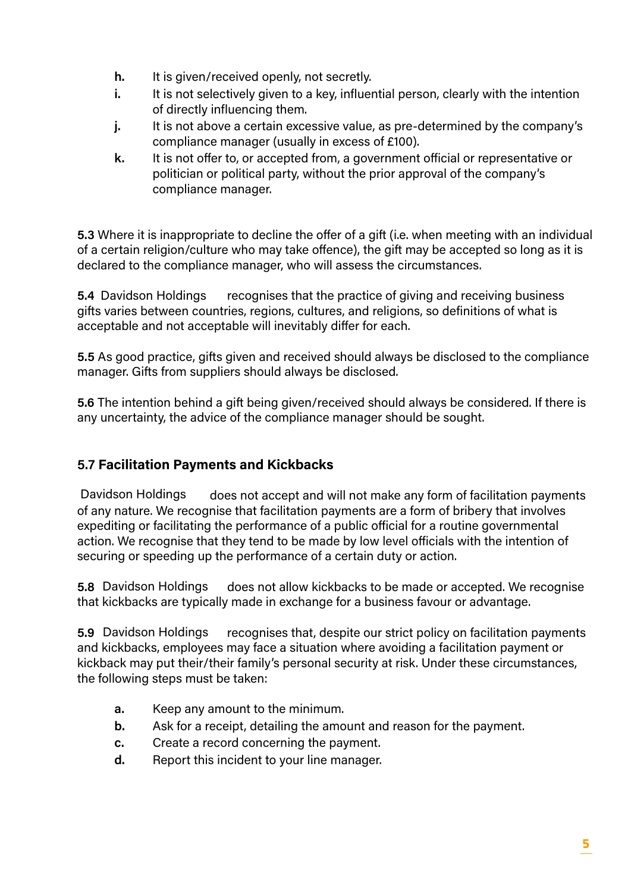h. It is given/received openly, not secretly.
i. It is not selectively given to a key, influential person, clearly with the intention of directly influencing them.
j. It is not above a certain excessive value, as pre-determined by the company's compliance manager (usually in excess of £100).
k. It is not offer to, or accepted from, a government official or representative or politician or political party, without the prior approval of the company's compliance manager.

**5.3** Where it is inappropriate to decline the offer of a gift (i.e. when meeting with an individual of a certain religion/culture who may take offence), the gift may be accepted so long as it is declared to the compliance manager, who will assess the circumstances.

**5.4** Davidson Holdings recognises that the practice of giving and receiving business gifts varies between countries, regions, cultures, and religions, so definitions of what is acceptable and not acceptable will inevitably differ for each.

**5.5** As good practice, gifts given and received should always be disclosed to the compliance manager. Gifts from suppliers should always be disclosed.

**5.6** The intention behind a gift being given/received should always be considered. If there is any uncertainty, the advice of the compliance manager should be sought.

### 5.7 Facilitation Payments and Kickbacks

Davidson Holdings does not accept and will not make any form of facilitation payments of any nature. We recognise that facilitation payments are a form of bribery that involves expediting or facilitating the performance of a public official for a routine governmental action. We recognise that they tend to be made by low level officials with the intention of securing or speeding up the performance of a certain duty or action.

**5.8** Davidson Holdings does not allow kickbacks to be made or accepted. We recognise that kickbacks are typically made in exchange for a business favour or advantage.

**5.9** Davidson Holdings recognises that, despite our strict policy on facilitation payments and kickbacks, employees may face a situation where avoiding a facilitation payment or kickback may put their/their family's personal security at risk. Under these circumstances, the following steps must be taken:

a. Keep any amount to the minimum.
b. Ask for a receipt, detailing the amount and reason for the payment.
c. Create a record concerning the payment.
d. Report this incident to your line manager.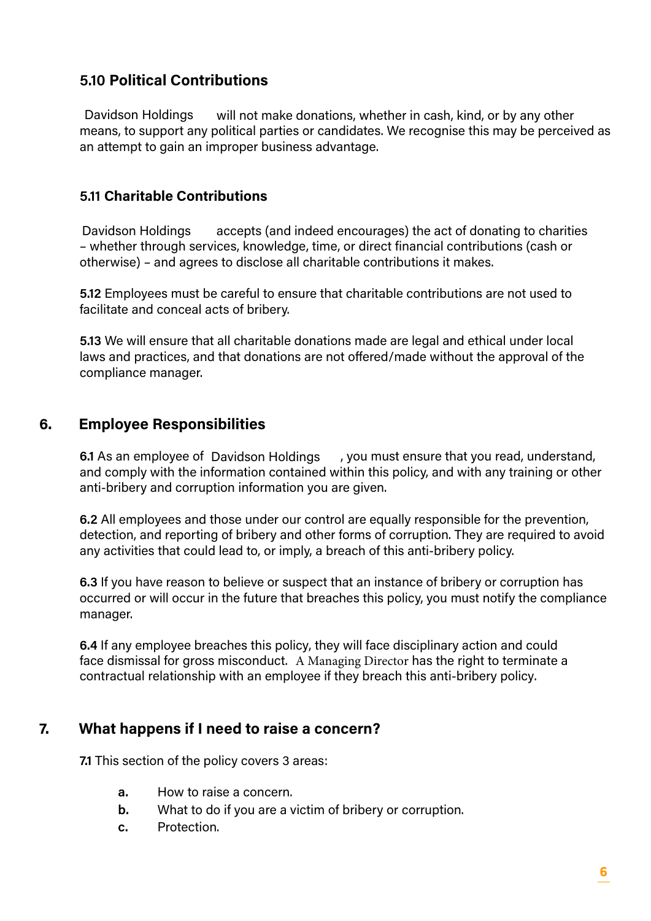### 5.10 Political Contributions

Davidson Holdings will not make donations, whether in cash, kind, or by any other means, to support any political parties or candidates. We recognise this may be perceived as an attempt to gain an improper business advantage.

### 5.11 Charitable Contributions

Davidson Holdings accepts (and indeed encourages) the act of donating to charities – whether through services, knowledge, time, or direct financial contributions (cash or otherwise) – and agrees to disclose all charitable contributions it makes.

**5.12** Employees must be careful to ensure that charitable contributions are not used to facilitate and conceal acts of bribery.

**5.13** We will ensure that all charitable donations made are legal and ethical under local laws and practices, and that donations are not offered/made without the approval of the compliance manager.

## 6. Employee Responsibilities

**6.1** As an employee of Davidson Holdings, you must ensure that you read, understand, and comply with the information contained within this policy, and with any training or other anti-bribery and corruption information you are given.

**6.2** All employees and those under our control are equally responsible for the prevention, detection, and reporting of bribery and other forms of corruption. They are required to avoid any activities that could lead to, or imply, a breach of this anti-bribery policy.

**6.3** If you have reason to believe or suspect that an instance of bribery or corruption has occurred or will occur in the future that breaches this policy, you must notify the compliance manager.

**6.4** If any employee breaches this policy, they will face disciplinary action and could face dismissal for gross misconduct. A Managing Director has the right to terminate a contractual relationship with an employee if they breach this anti-bribery policy.

## 7. What happens if I need to raise a concern?

**7.1** This section of the policy covers 3 areas:

- **a.** How to raise a concern.
- **b.** What to do if you are a victim of bribery or corruption.
- **c.** Protection.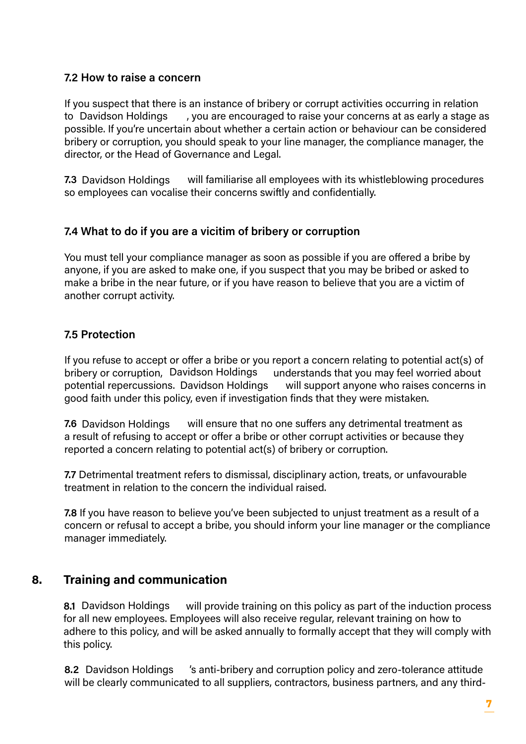### 7.2 How to raise a concern

If you suspect that there is an instance of bribery or corrupt activities occurring in relation to Davidson Holdings, you are encouraged to raise your concerns at as early a stage as possible. If you're uncertain about whether a certain action or behaviour can be considered bribery or corruption, you should speak to your line manager, the compliance manager, the director, or the Head of Governance and Legal.

**7.3** Davidson Holdings will familiarise all employees with its whistleblowing procedures so employees can vocalise their concerns swiftly and confidentially.

### 7.4 What to do if you are a vicitim of bribery or corruption

You must tell your compliance manager as soon as possible if you are offered a bribe by anyone, if you are asked to make one, if you suspect that you may be bribed or asked to make a bribe in the near future, or if you have reason to believe that you are a victim of another corrupt activity.

### 7.5 Protection

If you refuse to accept or offer a bribe or you report a concern relating to potential act(s) of bribery or corruption, Davidson Holdings understands that you may feel worried about potential repercussions. Davidson Holdings will support anyone who raises concerns in good faith under this policy, even if investigation finds that they were mistaken.

**7.6** Davidson Holdings will ensure that no one suffers any detrimental treatment as a result of refusing to accept or offer a bribe or other corrupt activities or because they reported a concern relating to potential act(s) of bribery or corruption.

**7.7** Detrimental treatment refers to dismissal, disciplinary action, treats, or unfavourable treatment in relation to the concern the individual raised.

**7.8** If you have reason to believe you've been subjected to unjust treatment as a result of a concern or refusal to accept a bribe, you should inform your line manager or the compliance manager immediately.

## 8. Training and communication

**8.1** Davidson Holdings will provide training on this policy as part of the induction process for all new employees. Employees will also receive regular, relevant training on how to adhere to this policy, and will be asked annually to formally accept that they will comply with this policy.

**8.2** Davidson Holdings's anti-bribery and corruption policy and zero-tolerance attitude will be clearly communicated to all suppliers, contractors, business partners, and any third-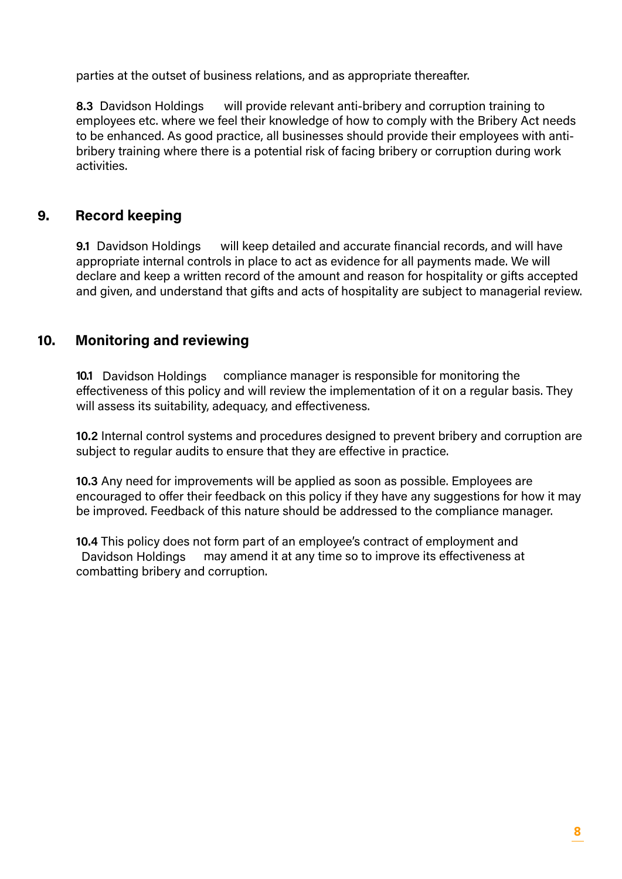parties at the outset of business relations, and as appropriate thereafter.

**8.3** Davidson Holdings will provide relevant anti-bribery and corruption training to employees etc. where we feel their knowledge of how to comply with the Bribery Act needs to be enhanced. As good practice, all businesses should provide their employees with anti-bribery training where there is a potential risk of facing bribery or corruption during work activities.

## 9. Record keeping

**9.1** Davidson Holdings will keep detailed and accurate financial records, and will have appropriate internal controls in place to act as evidence for all payments made. We will declare and keep a written record of the amount and reason for hospitality or gifts accepted and given, and understand that gifts and acts of hospitality are subject to managerial review.

## 10. Monitoring and reviewing

**10.1** Davidson Holdings compliance manager is responsible for monitoring the effectiveness of this policy and will review the implementation of it on a regular basis. They will assess its suitability, adequacy, and effectiveness.

**10.2** Internal control systems and procedures designed to prevent bribery and corruption are subject to regular audits to ensure that they are effective in practice.

**10.3** Any need for improvements will be applied as soon as possible. Employees are encouraged to offer their feedback on this policy if they have any suggestions for how it may be improved. Feedback of this nature should be addressed to the compliance manager.

**10.4** This policy does not form part of an employee's contract of employment and Davidson Holdings may amend it at any time so to improve its effectiveness at combatting bribery and corruption.